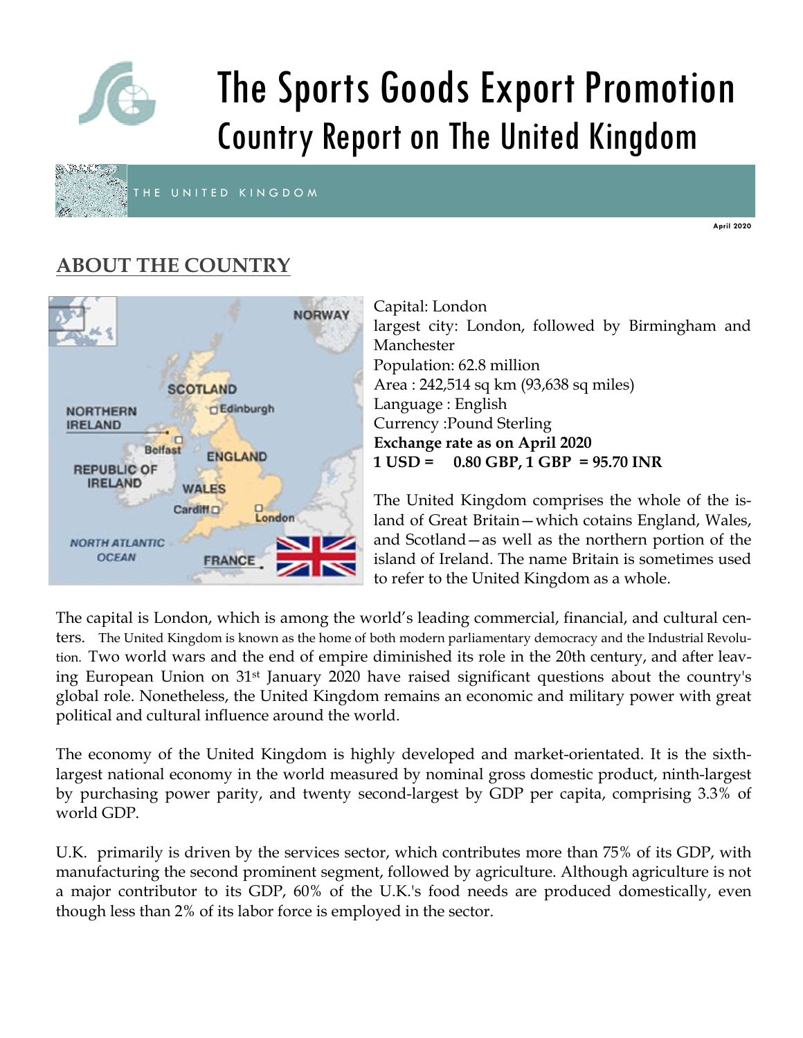# The Sports Goods Export Promotion
## Country Report on The United Kingdom

THE UNITED KINGDOM

April 2020

## ABOUT THE COUNTRY

Capital: London
largest city: London, followed by Birmingham and Manchester
Population: 62.8 million
Area : 242,514 sq km (93,638 sq miles)
Language : English
Currency :Pound Sterling
**Exchange rate as on April 2020**
**1 USD = 0.80 GBP, 1 GBP = 95.70 INR**

The United Kingdom comprises the whole of the island of Great Britain—which cotains England, Wales, and Scotland—as well as the northern portion of the island of Ireland. The name Britain is sometimes used to refer to the United Kingdom as a whole.

The capital is London, which is among the world's leading commercial, financial, and cultural centers. The United Kingdom is known as the home of both modern parliamentary democracy and the Industrial Revolution. Two world wars and the end of empire diminished its role in the 20th century, and after leaving European Union on 31st January 2020 have raised significant questions about the country's global role. Nonetheless, the United Kingdom remains an economic and military power with great political and cultural influence around the world.

The economy of the United Kingdom is highly developed and market-orientated. It is the sixth-largest national economy in the world measured by nominal gross domestic product, ninth-largest by purchasing power parity, and twenty second-largest by GDP per capita, comprising 3.3% of world GDP.

U.K. primarily is driven by the services sector, which contributes more than 75% of its GDP, with manufacturing the second prominent segment, followed by agriculture. Although agriculture is not a major contributor to its GDP, 60% of the U.K.'s food needs are produced domestically, even though less than 2% of its labor force is employed in the sector.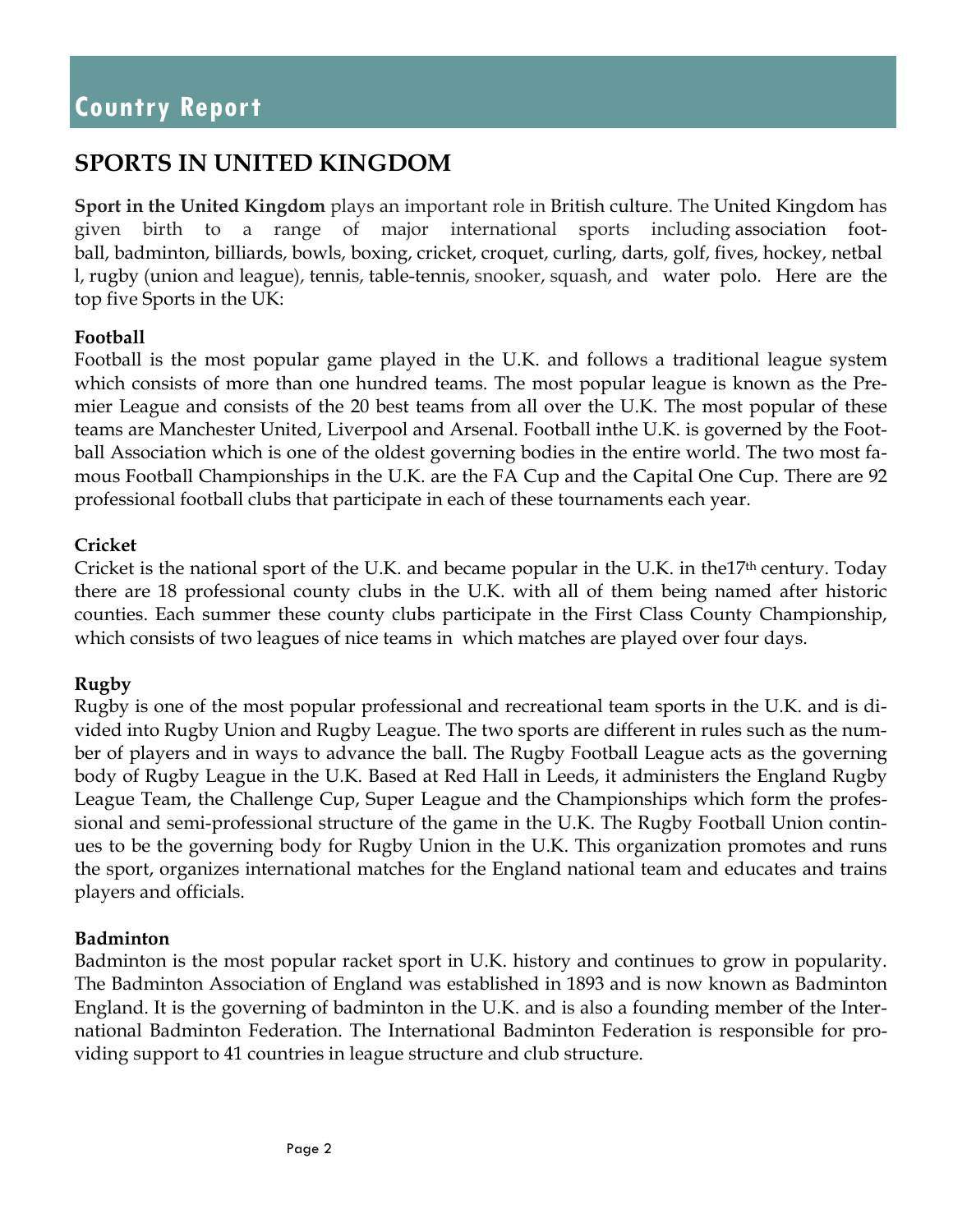# Country Report

## SPORTS IN UNITED KINGDOM

**Sport in the United Kingdom** plays an important role in British culture. The United Kingdom has given birth to a range of major international sports including association football, badminton, billiards, bowls, boxing, cricket, croquet, curling, darts, golf, fives, hockey, netball, rugby (union and league), tennis, table-tennis, snooker, squash, and water polo. Here are the top five Sports in the UK:

### Football

Football is the most popular game played in the U.K. and follows a traditional league system which consists of more than one hundred teams. The most popular league is known as the Premier League and consists of the 20 best teams from all over the U.K. The most popular of these teams are Manchester United, Liverpool and Arsenal. Football inthe U.K. is governed by the Football Association which is one of the oldest governing bodies in the entire world. The two most famous Football Championships in the U.K. are the FA Cup and the Capital One Cup. There are 92 professional football clubs that participate in each of these tournaments each year.

### Cricket

Cricket is the national sport of the U.K. and became popular in the U.K. in the17th century. Today there are 18 professional county clubs in the U.K. with all of them being named after historic counties. Each summer these county clubs participate in the First Class County Championship, which consists of two leagues of nice teams in which matches are played over four days.

### Rugby

Rugby is one of the most popular professional and recreational team sports in the U.K. and is divided into Rugby Union and Rugby League. The two sports are different in rules such as the number of players and in ways to advance the ball. The Rugby Football League acts as the governing body of Rugby League in the U.K. Based at Red Hall in Leeds, it administers the England Rugby League Team, the Challenge Cup, Super League and the Championships which form the professional and semi-professional structure of the game in the U.K. The Rugby Football Union continues to be the governing body for Rugby Union in the U.K. This organization promotes and runs the sport, organizes international matches for the England national team and educates and trains players and officials.

### Badminton

Badminton is the most popular racket sport in U.K. history and continues to grow in popularity. The Badminton Association of England was established in 1893 and is now known as Badminton England. It is the governing of badminton in the U.K. and is also a founding member of the International Badminton Federation. The International Badminton Federation is responsible for providing support to 41 countries in league structure and club structure.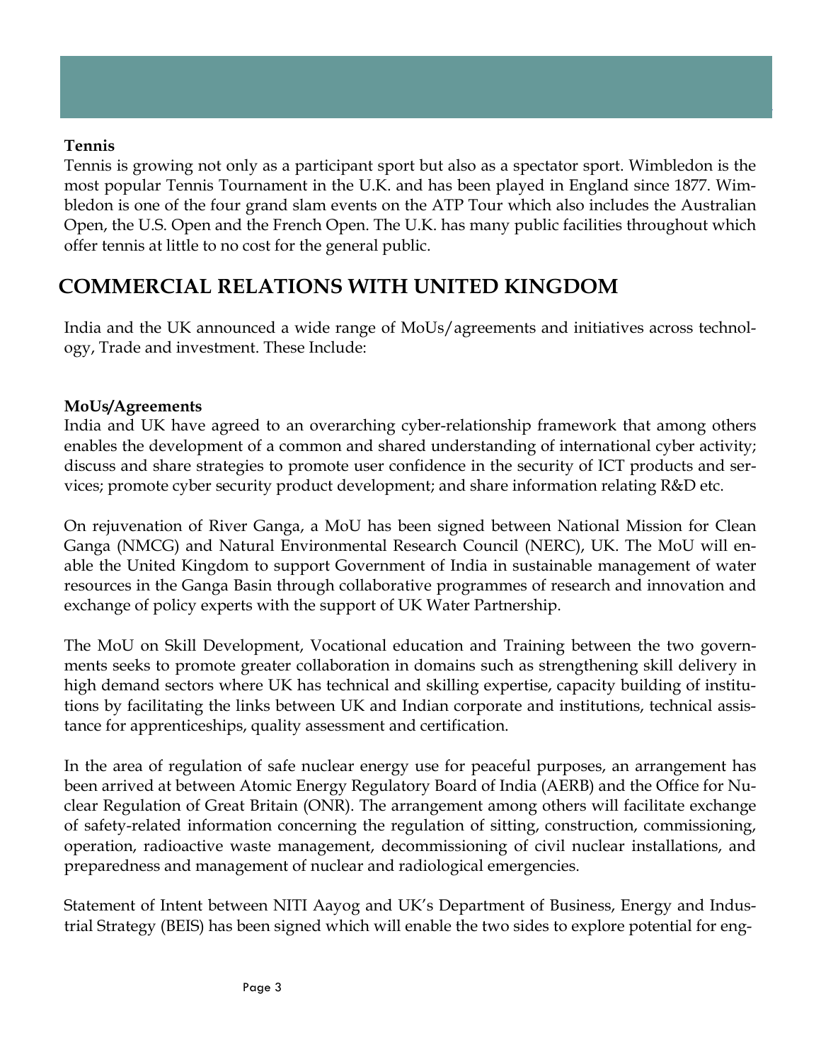**Tennis**

Tennis is growing not only as a participant sport but also as a spectator sport. Wimbledon is the most popular Tennis Tournament in the U.K. and has been played in England since 1877. Wimbledon is one of the four grand slam events on the ATP Tour which also includes the Australian Open, the U.S. Open and the French Open. The U.K. has many public facilities throughout which offer tennis at little to no cost for the general public.

## COMMERCIAL RELATIONS WITH UNITED KINGDOM

India and the UK announced a wide range of MoUs/agreements and initiatives across technology, Trade and investment. These Include:

**MoUs/Agreements**

India and UK have agreed to an overarching cyber-relationship framework that among others enables the development of a common and shared understanding of international cyber activity; discuss and share strategies to promote user confidence in the security of ICT products and services; promote cyber security product development; and share information relating R&D etc.

On rejuvenation of River Ganga, a MoU has been signed between National Mission for Clean Ganga (NMCG) and Natural Environmental Research Council (NERC), UK. The MoU will enable the United Kingdom to support Government of India in sustainable management of water resources in the Ganga Basin through collaborative programmes of research and innovation and exchange of policy experts with the support of UK Water Partnership.

The MoU on Skill Development, Vocational education and Training between the two governments seeks to promote greater collaboration in domains such as strengthening skill delivery in high demand sectors where UK has technical and skilling expertise, capacity building of institutions by facilitating the links between UK and Indian corporate and institutions, technical assistance for apprenticeships, quality assessment and certification.

In the area of regulation of safe nuclear energy use for peaceful purposes, an arrangement has been arrived at between Atomic Energy Regulatory Board of India (AERB) and the Office for Nuclear Regulation of Great Britain (ONR). The arrangement among others will facilitate exchange of safety-related information concerning the regulation of sitting, construction, commissioning, operation, radioactive waste management, decommissioning of civil nuclear installations, and preparedness and management of nuclear and radiological emergencies.

Statement of Intent between NITI Aayog and UK's Department of Business, Energy and Industrial Strategy (BEIS) has been signed which will enable the two sides to explore potential for eng-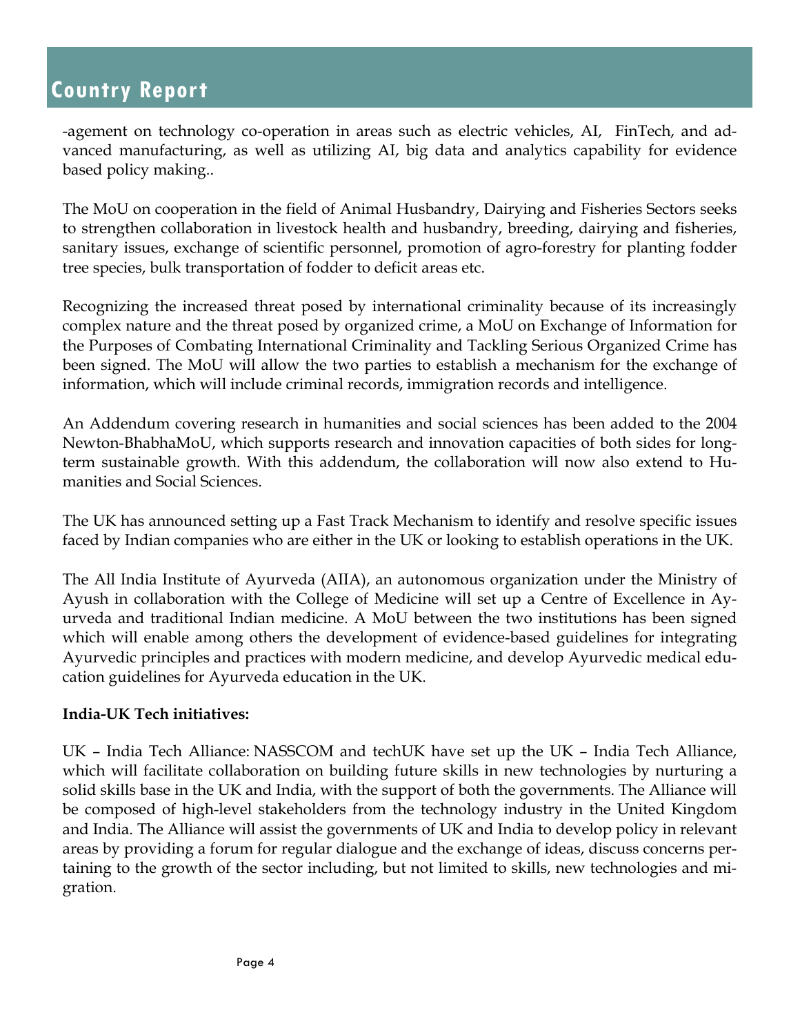-agement on technology co-operation in areas such as electric vehicles, AI, FinTech, and advanced manufacturing, as well as utilizing AI, big data and analytics capability for evidence based policy making..

The MoU on cooperation in the field of Animal Husbandry, Dairying and Fisheries Sectors seeks to strengthen collaboration in livestock health and husbandry, breeding, dairying and fisheries, sanitary issues, exchange of scientific personnel, promotion of agro-forestry for planting fodder tree species, bulk transportation of fodder to deficit areas etc.

Recognizing the increased threat posed by international criminality because of its increasingly complex nature and the threat posed by organized crime, a MoU on Exchange of Information for the Purposes of Combating International Criminality and Tackling Serious Organized Crime has been signed. The MoU will allow the two parties to establish a mechanism for the exchange of information, which will include criminal records, immigration records and intelligence.

An Addendum covering research in humanities and social sciences has been added to the 2004 Newton-BhabhaMoU, which supports research and innovation capacities of both sides for long-term sustainable growth. With this addendum, the collaboration will now also extend to Humanities and Social Sciences.

The UK has announced setting up a Fast Track Mechanism to identify and resolve specific issues faced by Indian companies who are either in the UK or looking to establish operations in the UK.

The All India Institute of Ayurveda (AIIA), an autonomous organization under the Ministry of Ayush in collaboration with the College of Medicine will set up a Centre of Excellence in Ayurveda and traditional Indian medicine. A MoU between the two institutions has been signed which will enable among others the development of evidence-based guidelines for integrating Ayurvedic principles and practices with modern medicine, and develop Ayurvedic medical education guidelines for Ayurveda education in the UK.

**India-UK Tech initiatives:**

UK – India Tech Alliance: NASSCOM and techUK have set up the UK – India Tech Alliance, which will facilitate collaboration on building future skills in new technologies by nurturing a solid skills base in the UK and India, with the support of both the governments. The Alliance will be composed of high-level stakeholders from the technology industry in the United Kingdom and India. The Alliance will assist the governments of UK and India to develop policy in relevant areas by providing a forum for regular dialogue and the exchange of ideas, discuss concerns pertaining to the growth of the sector including, but not limited to skills, new technologies and migration.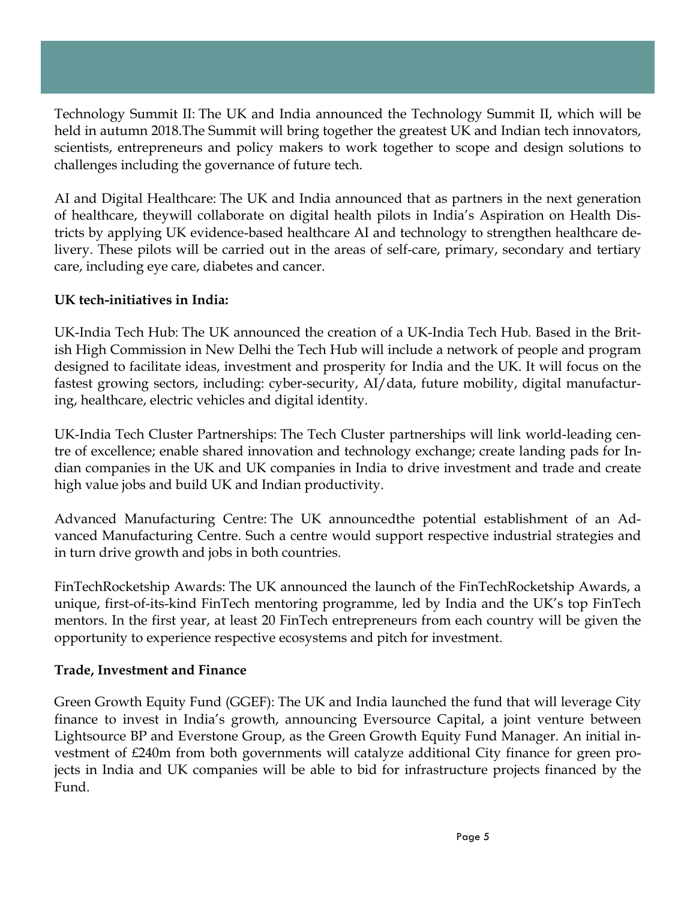Technology Summit II: The UK and India announced the Technology Summit II, which will be held in autumn 2018.The Summit will bring together the greatest UK and Indian tech innovators, scientists, entrepreneurs and policy makers to work together to scope and design solutions to challenges including the governance of future tech.

AI and Digital Healthcare: The UK and India announced that as partners in the next generation of healthcare, theywill collaborate on digital health pilots in India's Aspiration on Health Districts by applying UK evidence-based healthcare AI and technology to strengthen healthcare delivery. These pilots will be carried out in the areas of self-care, primary, secondary and tertiary care, including eye care, diabetes and cancer.

**UK tech-initiatives in India:**

UK-India Tech Hub: The UK announced the creation of a UK-India Tech Hub. Based in the British High Commission in New Delhi the Tech Hub will include a network of people and program designed to facilitate ideas, investment and prosperity for India and the UK. It will focus on the fastest growing sectors, including: cyber-security, AI/data, future mobility, digital manufacturing, healthcare, electric vehicles and digital identity.

UK-India Tech Cluster Partnerships: The Tech Cluster partnerships will link world-leading centre of excellence; enable shared innovation and technology exchange; create landing pads for Indian companies in the UK and UK companies in India to drive investment and trade and create high value jobs and build UK and Indian productivity.

Advanced Manufacturing Centre: The UK announcedthe potential establishment of an Advanced Manufacturing Centre. Such a centre would support respective industrial strategies and in turn drive growth and jobs in both countries.

FinTechRocketship Awards: The UK announced the launch of the FinTechRocketship Awards, a unique, first-of-its-kind FinTech mentoring programme, led by India and the UK's top FinTech mentors. In the first year, at least 20 FinTech entrepreneurs from each country will be given the opportunity to experience respective ecosystems and pitch for investment.

**Trade, Investment and Finance**

Green Growth Equity Fund (GGEF): The UK and India launched the fund that will leverage City finance to invest in India's growth, announcing Eversource Capital, a joint venture between Lightsource BP and Everstone Group, as the Green Growth Equity Fund Manager. An initial investment of £240m from both governments will catalyze additional City finance for green projects in India and UK companies will be able to bid for infrastructure projects financed by the Fund.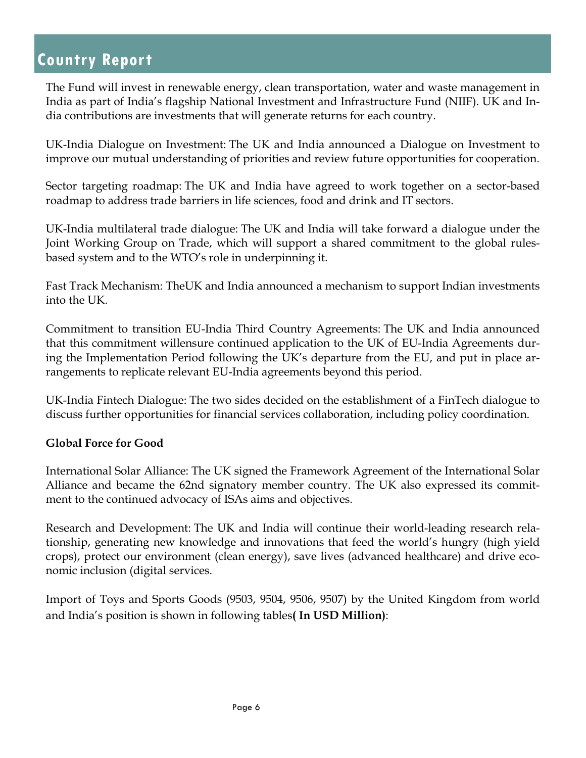# Country Report

The Fund will invest in renewable energy, clean transportation, water and waste management in India as part of India's flagship National Investment and Infrastructure Fund (NIIF). UK and India contributions are investments that will generate returns for each country.

UK-India Dialogue on Investment: The UK and India announced a Dialogue on Investment to improve our mutual understanding of priorities and review future opportunities for cooperation.

Sector targeting roadmap: The UK and India have agreed to work together on a sector-based roadmap to address trade barriers in life sciences, food and drink and IT sectors.

UK-India multilateral trade dialogue: The UK and India will take forward a dialogue under the Joint Working Group on Trade, which will support a shared commitment to the global rules-based system and to the WTO's role in underpinning it.

Fast Track Mechanism: TheUK and India announced a mechanism to support Indian investments into the UK.

Commitment to transition EU-India Third Country Agreements: The UK and India announced that this commitment willensure continued application to the UK of EU-India Agreements during the Implementation Period following the UK's departure from the EU, and put in place arrangements to replicate relevant EU-India agreements beyond this period.

UK-India Fintech Dialogue: The two sides decided on the establishment of a FinTech dialogue to discuss further opportunities for financial services collaboration, including policy coordination.

**Global Force for Good**

International Solar Alliance: The UK signed the Framework Agreement of the International Solar Alliance and became the 62nd signatory member country. The UK also expressed its commitment to the continued advocacy of ISAs aims and objectives.

Research and Development: The UK and India will continue their world-leading research relationship, generating new knowledge and innovations that feed the world's hungry (high yield crops), protect our environment (clean energy), save lives (advanced healthcare) and drive economic inclusion (digital services.

Import of Toys and Sports Goods (9503, 9504, 9506, 9507) by the United Kingdom from world and India's position is shown in following tables**( In USD Million)**: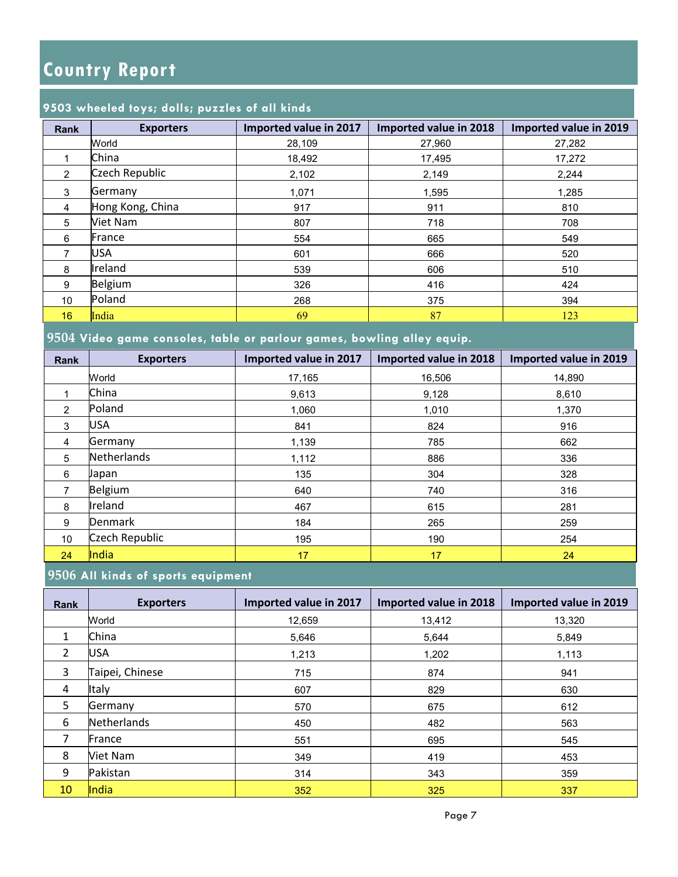# Country Report

## 9503 wheeled toys; dolls; puzzles of all kinds

| Rank | Exporters | Imported value in 2017 | Imported value in 2018 | Imported value in 2019 |
|---|---|---|---|---|
| | World | 28,109 | 27,960 | 27,282 |
| 1 | China | 18,492 | 17,495 | 17,272 |
| 2 | Czech Republic | 2,102 | 2,149 | 2,244 |
| 3 | Germany | 1,071 | 1,595 | 1,285 |
| 4 | Hong Kong, China | 917 | 911 | 810 |
| 5 | Viet Nam | 807 | 718 | 708 |
| 6 | France | 554 | 665 | 549 |
| 7 | USA | 601 | 666 | 520 |
| 8 | Ireland | 539 | 606 | 510 |
| 9 | Belgium | 326 | 416 | 424 |
| 10 | Poland | 268 | 375 | 394 |
| 16 | India | 69 | 87 | 123 |

## 9504 Video game consoles, table or parlour games, bowling alley equip.

| Rank | Exporters | Imported value in 2017 | Imported value in 2018 | Imported value in 2019 |
|---|---|---|---|---|
| | World | 17,165 | 16,506 | 14,890 |
| 1 | China | 9,613 | 9,128 | 8,610 |
| 2 | Poland | 1,060 | 1,010 | 1,370 |
| 3 | USA | 841 | 824 | 916 |
| 4 | Germany | 1,139 | 785 | 662 |
| 5 | Netherlands | 1,112 | 886 | 336 |
| 6 | Japan | 135 | 304 | 328 |
| 7 | Belgium | 640 | 740 | 316 |
| 8 | Ireland | 467 | 615 | 281 |
| 9 | Denmark | 184 | 265 | 259 |
| 10 | Czech Republic | 195 | 190 | 254 |
| 24 | India | 17 | 17 | 24 |

## 9506 All kinds of sports equipment

| Rank | Exporters | Imported value in 2017 | Imported value in 2018 | Imported value in 2019 |
|---|---|---|---|---|
| | World | 12,659 | 13,412 | 13,320 |
| 1 | China | 5,646 | 5,644 | 5,849 |
| 2 | USA | 1,213 | 1,202 | 1,113 |
| 3 | Taipei, Chinese | 715 | 874 | 941 |
| 4 | Italy | 607 | 829 | 630 |
| 5 | Germany | 570 | 675 | 612 |
| 6 | Netherlands | 450 | 482 | 563 |
| 7 | France | 551 | 695 | 545 |
| 8 | Viet Nam | 349 | 419 | 453 |
| 9 | Pakistan | 314 | 343 | 359 |
| 10 | India | 352 | 325 | 337 |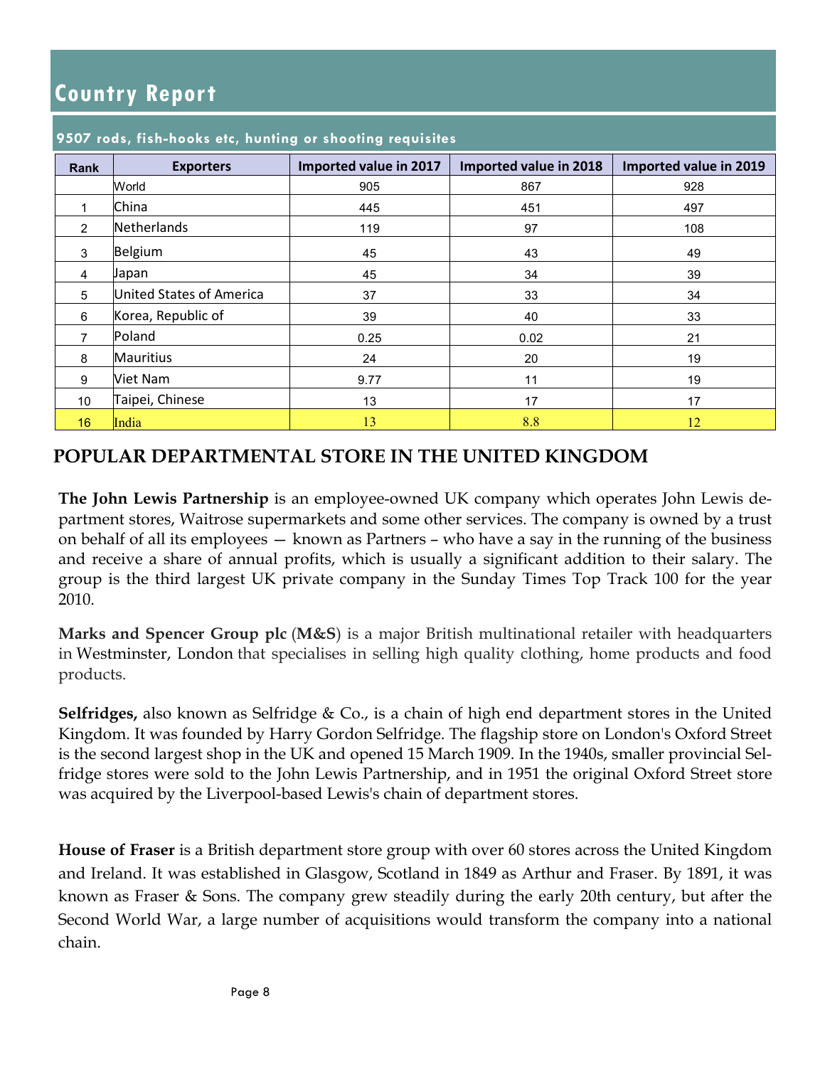# Country Report

## 9507 rods, fish-hooks etc, hunting or shooting requisites

| Rank | Exporters | Imported value in 2017 | Imported value in 2018 | Imported value in 2019 |
|---|---|---|---|---|
| | World | 905 | 867 | 928 |
| 1 | China | 445 | 451 | 497 |
| 2 | Netherlands | 119 | 97 | 108 |
| 3 | Belgium | 45 | 43 | 49 |
| 4 | Japan | 45 | 34 | 39 |
| 5 | United States of America | 37 | 33 | 34 |
| 6 | Korea, Republic of | 39 | 40 | 33 |
| 7 | Poland | 0.25 | 0.02 | 21 |
| 8 | Mauritius | 24 | 20 | 19 |
| 9 | Viet Nam | 9.77 | 11 | 19 |
| 10 | Taipei, Chinese | 13 | 17 | 17 |
| 16 | India | 13 | 8.8 | 12 |

## POPULAR DEPARTMENTAL STORE IN THE UNITED KINGDOM

**The John Lewis Partnership** is an employee-owned UK company which operates John Lewis department stores, Waitrose supermarkets and some other services. The company is owned by a trust on behalf of all its employees — known as Partners – who have a say in the running of the business and receive a share of annual profits, which is usually a significant addition to their salary. The group is the third largest UK private company in the Sunday Times Top Track 100 for the year 2010.

**Marks and Spencer Group plc** (**M&S**) is a major British multinational retailer with headquarters in Westminster, London that specialises in selling high quality clothing, home products and food products.

**Selfridges,** also known as Selfridge & Co., is a chain of high end department stores in the United Kingdom. It was founded by Harry Gordon Selfridge. The flagship store on London's Oxford Street is the second largest shop in the UK and opened 15 March 1909. In the 1940s, smaller provincial Selfridge stores were sold to the John Lewis Partnership, and in 1951 the original Oxford Street store was acquired by the Liverpool-based Lewis's chain of department stores.

**House of Fraser** is a British department store group with over 60 stores across the United Kingdom and Ireland. It was established in Glasgow, Scotland in 1849 as Arthur and Fraser. By 1891, it was known as Fraser & Sons. The company grew steadily during the early 20th century, but after the Second World War, a large number of acquisitions would transform the company into a national chain.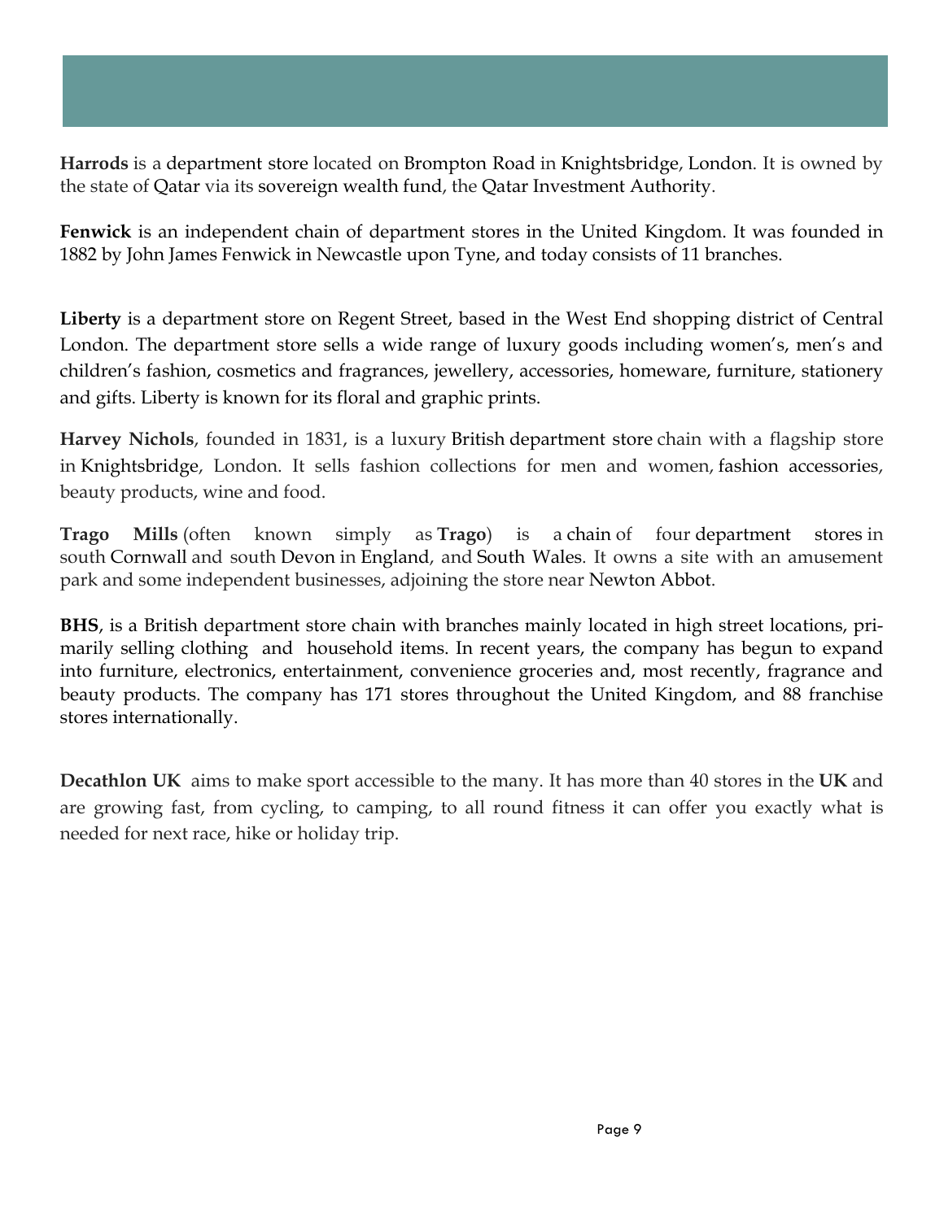**Harrods** is a department store located on Brompton Road in Knightsbridge, London. It is owned by the state of Qatar via its sovereign wealth fund, the Qatar Investment Authority.

**Fenwick** is an independent chain of department stores in the United Kingdom. It was founded in 1882 by John James Fenwick in Newcastle upon Tyne, and today consists of 11 branches.

**Liberty** is a department store on Regent Street, based in the West End shopping district of Central London. The department store sells a wide range of luxury goods including women's, men's and children's fashion, cosmetics and fragrances, jewellery, accessories, homeware, furniture, stationery and gifts. Liberty is known for its floral and graphic prints.

**Harvey Nichols**, founded in 1831, is a luxury British department store chain with a flagship store in Knightsbridge, London. It sells fashion collections for men and women, fashion accessories, beauty products, wine and food.

**Trago Mills** (often known simply as **Trago**) is a chain of four department stores in south Cornwall and south Devon in England, and South Wales. It owns a site with an amusement park and some independent businesses, adjoining the store near Newton Abbot.

**BHS**, is a British department store chain with branches mainly located in high street locations, primarily selling clothing and household items. In recent years, the company has begun to expand into furniture, electronics, entertainment, convenience groceries and, most recently, fragrance and beauty products. The company has 171 stores throughout the United Kingdom, and 88 franchise stores internationally.

**Decathlon UK** aims to make sport accessible to the many. It has more than 40 stores in the **UK** and are growing fast, from cycling, to camping, to all round fitness it can offer you exactly what is needed for next race, hike or holiday trip.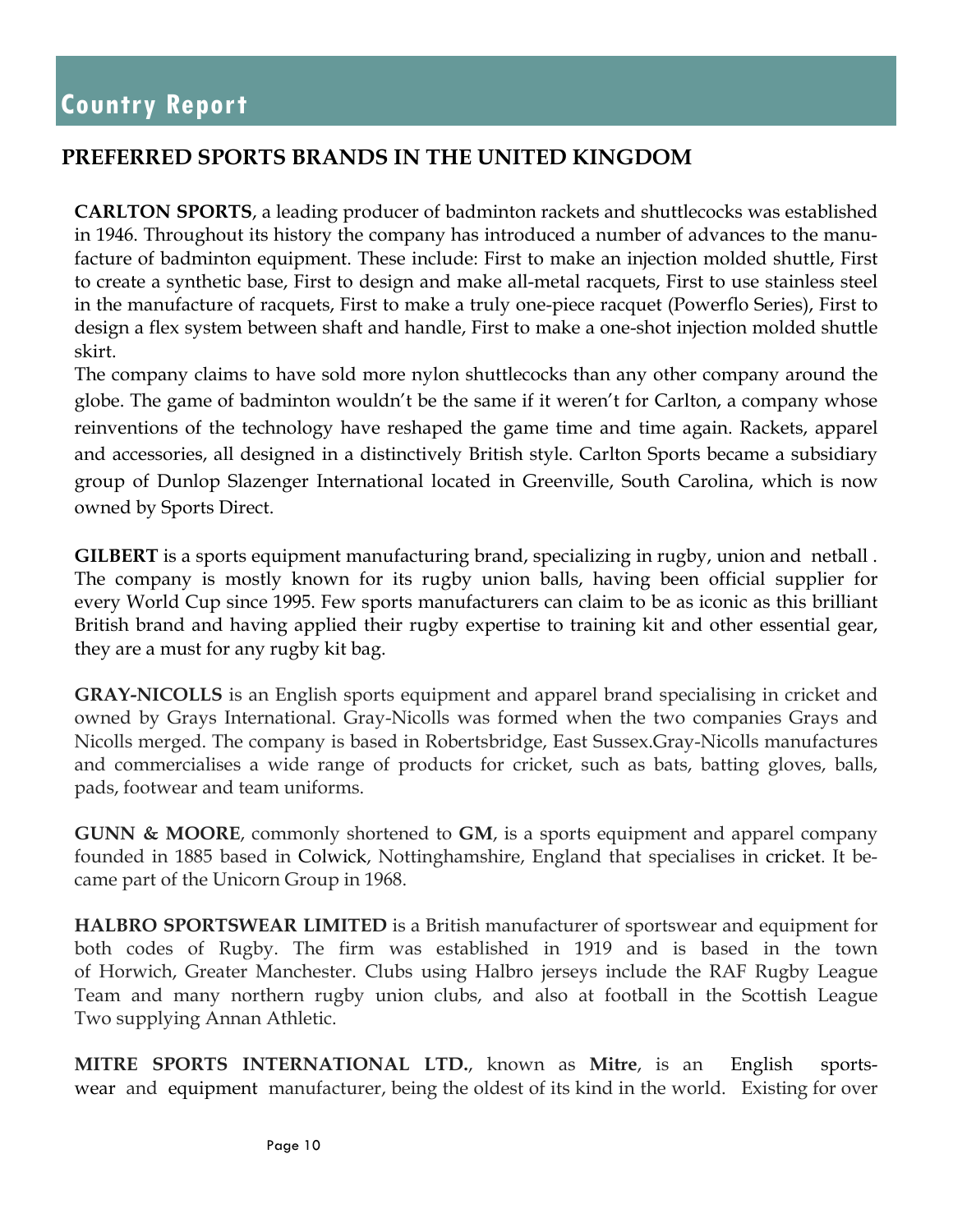## Country Report

## PREFERRED SPORTS BRANDS IN THE UNITED KINGDOM

**CARLTON SPORTS**, a leading producer of badminton rackets and shuttlecocks was established in 1946. Throughout its history the company has introduced a number of advances to the manufacture of badminton equipment. These include: First to make an injection molded shuttle, First to create a synthetic base, First to design and make all-metal racquets, First to use stainless steel in the manufacture of racquets, First to make a truly one-piece racquet (Powerflo Series), First to design a flex system between shaft and handle, First to make a one-shot injection molded shuttle skirt.

The company claims to have sold more nylon shuttlecocks than any other company around the globe. The game of badminton wouldn't be the same if it weren't for Carlton, a company whose reinventions of the technology have reshaped the game time and time again. Rackets, apparel and accessories, all designed in a distinctively British style. Carlton Sports became a subsidiary group of Dunlop Slazenger International located in Greenville, South Carolina, which is now owned by Sports Direct.

**GILBERT** is a sports equipment manufacturing brand, specializing in rugby, union and netball . The company is mostly known for its rugby union balls, having been official supplier for every World Cup since 1995. Few sports manufacturers can claim to be as iconic as this brilliant British brand and having applied their rugby expertise to training kit and other essential gear, they are a must for any rugby kit bag.

**GRAY-NICOLLS** is an English sports equipment and apparel brand specialising in cricket and owned by Grays International. Gray-Nicolls was formed when the two companies Grays and Nicolls merged. The company is based in Robertsbridge, East Sussex.Gray-Nicolls manufactures and commercialises a wide range of products for cricket, such as bats, batting gloves, balls, pads, footwear and team uniforms.

**GUNN & MOORE**, commonly shortened to **GM**, is a sports equipment and apparel company founded in 1885 based in Colwick, Nottinghamshire, England that specialises in cricket. It became part of the Unicorn Group in 1968.

**HALBRO SPORTSWEAR LIMITED** is a British manufacturer of sportswear and equipment for both codes of Rugby. The firm was established in 1919 and is based in the town of Horwich, Greater Manchester. Clubs using Halbro jerseys include the RAF Rugby League Team and many northern rugby union clubs, and also at football in the Scottish League Two supplying Annan Athletic.

**MITRE SPORTS INTERNATIONAL LTD.**, known as **Mitre**, is an English sportswear and equipment manufacturer, being the oldest of its kind in the world. Existing for over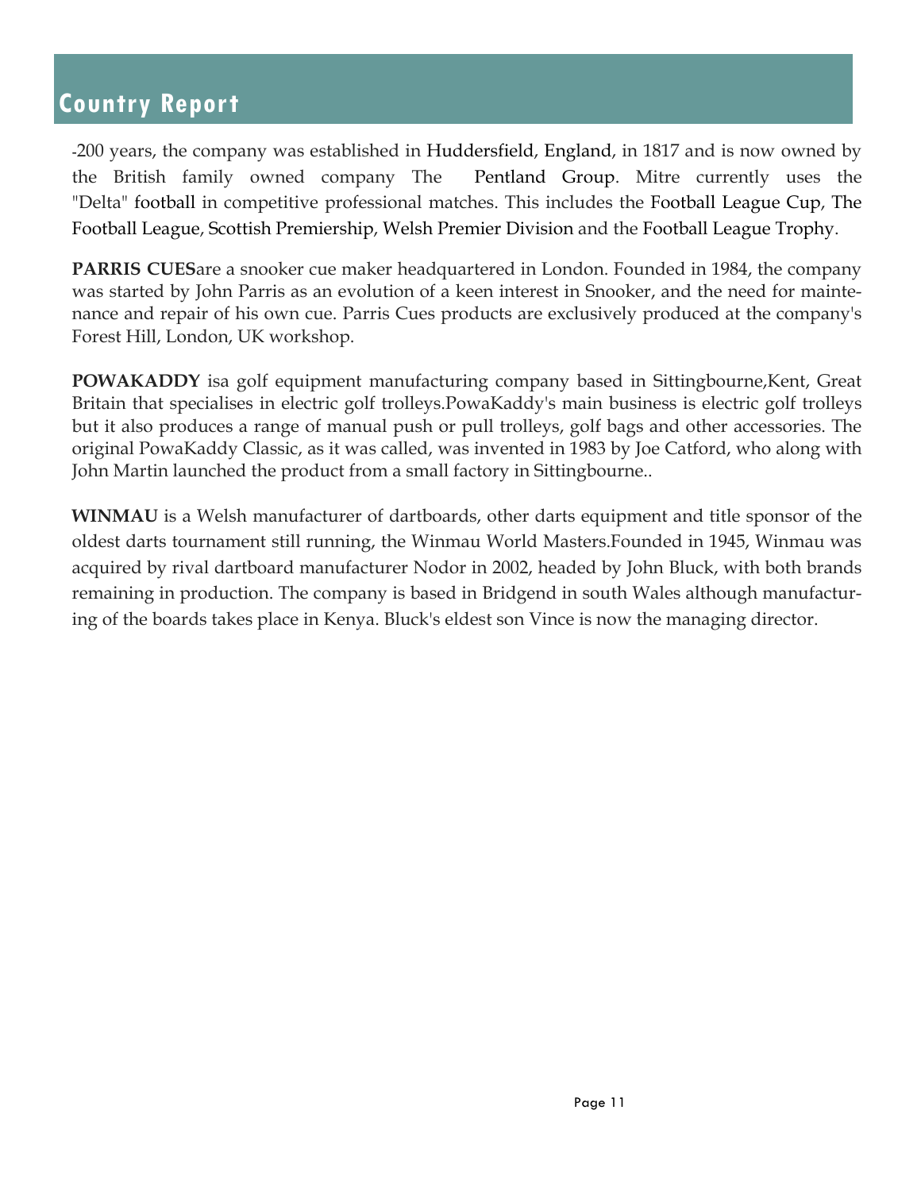-200 years, the company was established in Huddersfield, England, in 1817 and is now owned by the British family owned company The Pentland Group. Mitre currently uses the "Delta" football in competitive professional matches. This includes the Football League Cup, The Football League, Scottish Premiership, Welsh Premier Division and the Football League Trophy.

**PARRIS CUES**are a snooker cue maker headquartered in London. Founded in 1984, the company was started by John Parris as an evolution of a keen interest in Snooker, and the need for maintenance and repair of his own cue. Parris Cues products are exclusively produced at the company's Forest Hill, London, UK workshop.

**POWAKADDY** isa golf equipment manufacturing company based in Sittingbourne,Kent, Great Britain that specialises in electric golf trolleys.PowaKaddy's main business is electric golf trolleys but it also produces a range of manual push or pull trolleys, golf bags and other accessories. The original PowaKaddy Classic, as it was called, was invented in 1983 by Joe Catford, who along with John Martin launched the product from a small factory in Sittingbourne..

**WINMAU** is a Welsh manufacturer of dartboards, other darts equipment and title sponsor of the oldest darts tournament still running, the Winmau World Masters.Founded in 1945, Winmau was acquired by rival dartboard manufacturer Nodor in 2002, headed by John Bluck, with both brands remaining in production. The company is based in Bridgend in south Wales although manufacturing of the boards takes place in Kenya. Bluck's eldest son Vince is now the managing director.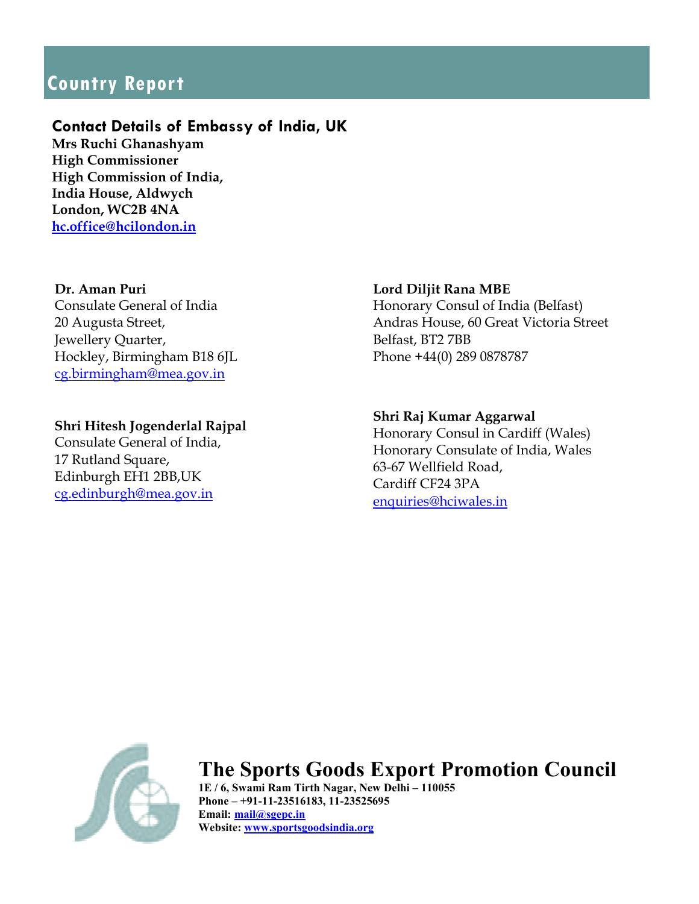# Country Report

## Contact Details of Embassy of India, UK

**Mrs Ruchi Ghanashyam**
**High Commissioner**
**High Commission of India,**
**India House, Aldwych**
**London, WC2B 4NA**
**hc.office@hcilondon.in**

**Dr. Aman Puri**
Consulate General of India
20 Augusta Street,
Jewellery Quarter,
Hockley, Birmingham B18 6JL
cg.birmingham@mea.gov.in

**Shri Hitesh Jogenderlal Rajpal**
Consulate General of India,
17 Rutland Square,
Edinburgh EH1 2BB,UK
cg.edinburgh@mea.gov.in

**Lord Diljit Rana MBE**
Honorary Consul of India (Belfast)
Andras House, 60 Great Victoria Street
Belfast, BT2 7BB
Phone +44(0) 289 0878787

**Shri Raj Kumar Aggarwal**
Honorary Consul in Cardiff (Wales)
Honorary Consulate of India, Wales
63-67 Wellfield Road,
Cardiff CF24 3PA
enquiries@hciwales.in

**The Sports Goods Export Promotion Council**
**1E / 6, Swami Ram Tirth Nagar, New Delhi – 110055**
**Phone – +91-11-23516183, 11-23525695**
**Email: mail@sgepc.in**
**Website: www.sportsgoodsindia.org**